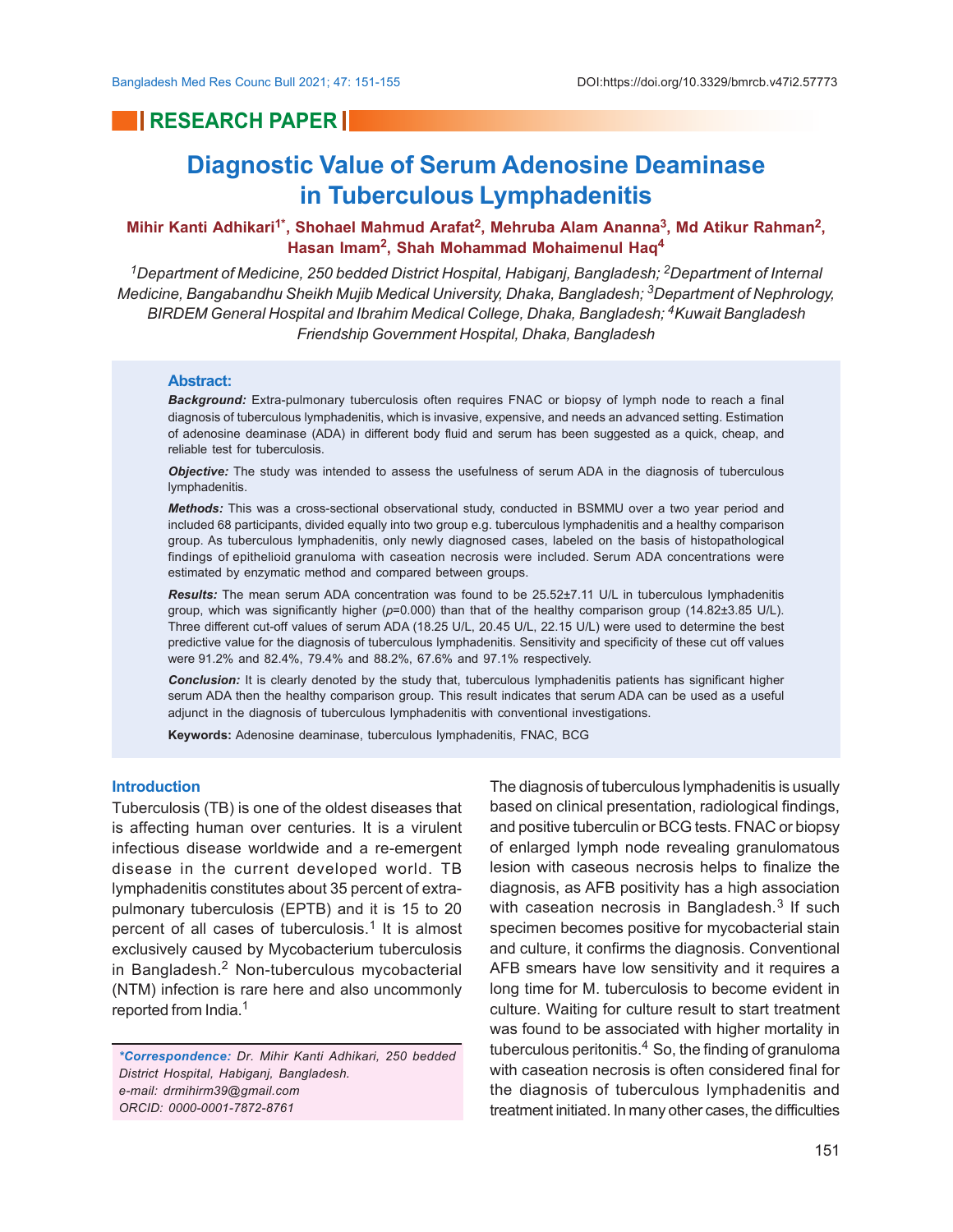RESEARCH PAPER

# Diagnostic Value of Serum Adenosine Deaminase in Tuberculous Lymphadenitis

**Mihir Kanti Adhikari[1*], Shohael Mahmud Arafat[2], Mehruba Alam Ananna[3], Md Atikur Rahman[2], Hasan Imam[2], Shah Mohammad Mohaimenul Haq[4]**

*[1]Department of Medicine, 250 bedded District Hospital, Habiganj, Bangladesh; [2]Department of Internal Medicine, Bangabandhu Sheikh Mujib Medical University, Dhaka, Bangladesh; [3]Department of Nephrology, BIRDEM General Hospital and Ibrahim Medical College, Dhaka, Bangladesh; [4]Kuwait Bangladesh Friendship Government Hospital, Dhaka, Bangladesh*

## Abstract:

***Background:*** Extra-pulmonary tuberculosis often requires FNAC or biopsy of lymph node to reach a final diagnosis of tuberculous lymphadenitis, which is invasive, expensive, and needs an advanced setting. Estimation of adenosine deaminase (ADA) in different body fluid and serum has been suggested as a quick, cheap, and reliable test for tuberculosis.

***Objective:*** The study was intended to assess the usefulness of serum ADA in the diagnosis of tuberculous lymphadenitis.

***Methods:*** This was a cross-sectional observational study, conducted in BSMMU over a two year period and included 68 participants, divided equally into two group e.g. tuberculous lymphadenitis and a healthy comparison group. As tuberculous lymphadenitis, only newly diagnosed cases, labeled on the basis of histopathological findings of epithelioid granuloma with caseation necrosis were included. Serum ADA concentrations were estimated by enzymatic method and compared between groups.

***Results:*** The mean serum ADA concentration was found to be 25.52±7.11 U/L in tuberculous lymphadenitis group, which was significantly higher (*p*=0.000) than that of the healthy comparison group (14.82±3.85 U/L). Three different cut-off values of serum ADA (18.25 U/L, 20.45 U/L, 22.15 U/L) were used to determine the best predictive value for the diagnosis of tuberculous lymphadenitis. Sensitivity and specificity of these cut off values were 91.2% and 82.4%, 79.4% and 88.2%, 67.6% and 97.1% respectively.

***Conclusion:*** It is clearly denoted by the study that, tuberculous lymphadenitis patients has significant higher serum ADA then the healthy comparison group. This result indicates that serum ADA can be used as a useful adjunct in the diagnosis of tuberculous lymphadenitis with conventional investigations.

**Keywords:** Adenosine deaminase, tuberculous lymphadenitis, FNAC, BCG

## Introduction

Tuberculosis (TB) is one of the oldest diseases that is affecting human over centuries. It is a virulent infectious disease worldwide and a re-emergent disease in the current developed world. TB lymphadenitis constitutes about 35 percent of extra-pulmonary tuberculosis (EPTB) and it is 15 to 20 percent of all cases of tuberculosis.[1] It is almost exclusively caused by Mycobacterium tuberculosis in Bangladesh.[2] Non-tuberculous mycobacterial (NTM) infection is rare here and also uncommonly reported from India.[1]

*\*Correspondence: Dr. Mihir Kanti Adhikari, 250 bedded District Hospital, Habiganj, Bangladesh.*
*e-mail: drmihirm39@gmail.com*
*ORCID: 0000-0001-7872-8761*

The diagnosis of tuberculous lymphadenitis is usually based on clinical presentation, radiological findings, and positive tuberculin or BCG tests. FNAC or biopsy of enlarged lymph node revealing granulomatous lesion with caseous necrosis helps to finalize the diagnosis, as AFB positivity has a high association with caseation necrosis in Bangladesh.[3] If such specimen becomes positive for mycobacterial stain and culture, it confirms the diagnosis. Conventional AFB smears have low sensitivity and it requires a long time for M. tuberculosis to become evident in culture. Waiting for culture result to start treatment was found to be associated with higher mortality in tuberculous peritonitis.[4] So, the finding of granuloma with caseation necrosis is often considered final for the diagnosis of tuberculous lymphadenitis and treatment initiated. In many other cases, the difficulties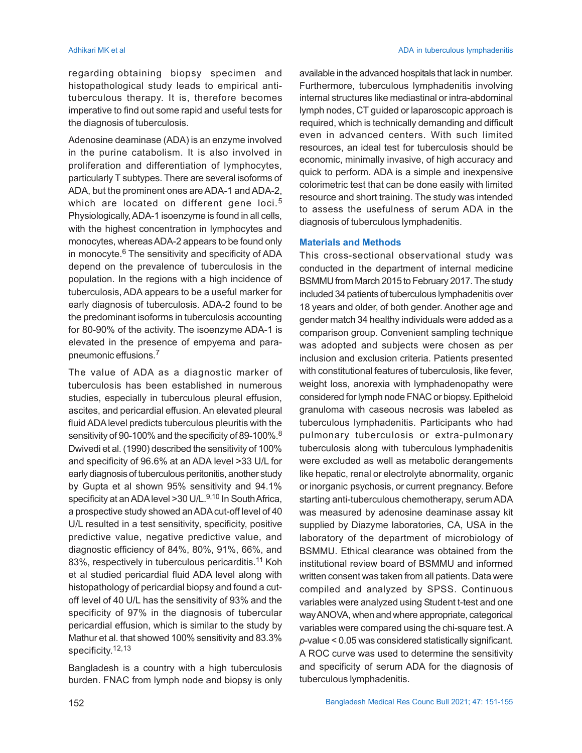regarding obtaining biopsy specimen and histopathological study leads to empirical anti-tuberculous therapy. It is, therefore becomes imperative to find out some rapid and useful tests for the diagnosis of tuberculosis.

Adenosine deaminase (ADA) is an enzyme involved in the purine catabolism. It is also involved in proliferation and differentiation of lymphocytes, particularly T subtypes. There are several isoforms of ADA, but the prominent ones are ADA-1 and ADA-2, which are located on different gene loci.[5] Physiologically, ADA-1 isoenzyme is found in all cells, with the highest concentration in lymphocytes and monocytes, whereas ADA-2 appears to be found only in monocyte.[6] The sensitivity and specificity of ADA depend on the prevalence of tuberculosis in the population. In the regions with a high incidence of tuberculosis, ADA appears to be a useful marker for early diagnosis of tuberculosis. ADA-2 found to be the predominant isoforms in tuberculosis accounting for 80-90% of the activity. The isoenzyme ADA-1 is elevated in the presence of empyema and para-pneumonic effusions.[7]

The value of ADA as a diagnostic marker of tuberculosis has been established in numerous studies, especially in tuberculous pleural effusion, ascites, and pericardial effusion. An elevated pleural fluid ADA level predicts tuberculous pleuritis with the sensitivity of 90-100% and the specificity of 89-100%.[8] Dwivedi et al. (1990) described the sensitivity of 100% and specificity of 96.6% at an ADA level >33 U/L for early diagnosis of tuberculous peritonitis, another study by Gupta et al shown 95% sensitivity and 94.1% specificity at an ADA level >30 U/L.[9,10] In South Africa, a prospective study showed an ADA cut-off level of 40 U/L resulted in a test sensitivity, specificity, positive predictive value, negative predictive value, and diagnostic efficiency of 84%, 80%, 91%, 66%, and 83%, respectively in tuberculous pericarditis.[11] Koh et al studied pericardial fluid ADA level along with histopathology of pericardial biopsy and found a cut-off level of 40 U/L has the sensitivity of 93% and the specificity of 97% in the diagnosis of tubercular pericardial effusion, which is similar to the study by Mathur et al. that showed 100% sensitivity and 83.3% specificity.[12,13]

Bangladesh is a country with a high tuberculosis burden. FNAC from lymph node and biopsy is only available in the advanced hospitals that lack in number. Furthermore, tuberculous lymphadenitis involving internal structures like mediastinal or intra-abdominal lymph nodes, CT guided or laparoscopic approach is required, which is technically demanding and difficult even in advanced centers. With such limited resources, an ideal test for tuberculosis should be economic, minimally invasive, of high accuracy and quick to perform. ADA is a simple and inexpensive colorimetric test that can be done easily with limited resource and short training. The study was intended to assess the usefulness of serum ADA in the diagnosis of tuberculous lymphadenitis.

## Materials and Methods

This cross-sectional observational study was conducted in the department of internal medicine BSMMU from March 2015 to February 2017. The study included 34 patients of tuberculous lymphadenitis over 18 years and older, of both gender. Another age and gender match 34 healthy individuals were added as a comparison group. Convenient sampling technique was adopted and subjects were chosen as per inclusion and exclusion criteria. Patients presented with constitutional features of tuberculosis, like fever, weight loss, anorexia with lymphadenopathy were considered for lymph node FNAC or biopsy. Epitheloid granuloma with caseous necrosis was labeled as tuberculous lymphadenitis. Participants who had pulmonary tuberculosis or extra-pulmonary tuberculosis along with tuberculous lymphadenitis were excluded as well as metabolic derangements like hepatic, renal or electrolyte abnormality, organic or inorganic psychosis, or current pregnancy. Before starting anti-tuberculous chemotherapy, serum ADA was measured by adenosine deaminase assay kit supplied by Diazyme laboratories, CA, USA in the laboratory of the department of microbiology of BSMMU. Ethical clearance was obtained from the institutional review board of BSMMU and informed written consent was taken from all patients. Data were compiled and analyzed by SPSS. Continuous variables were analyzed using Student t-test and one way ANOVA, when and where appropriate, categorical variables were compared using the chi-square test. A $p$-value $< 0.05$ was considered statistically significant. A ROC curve was used to determine the sensitivity and specificity of serum ADA for the diagnosis of tuberculous lymphadenitis.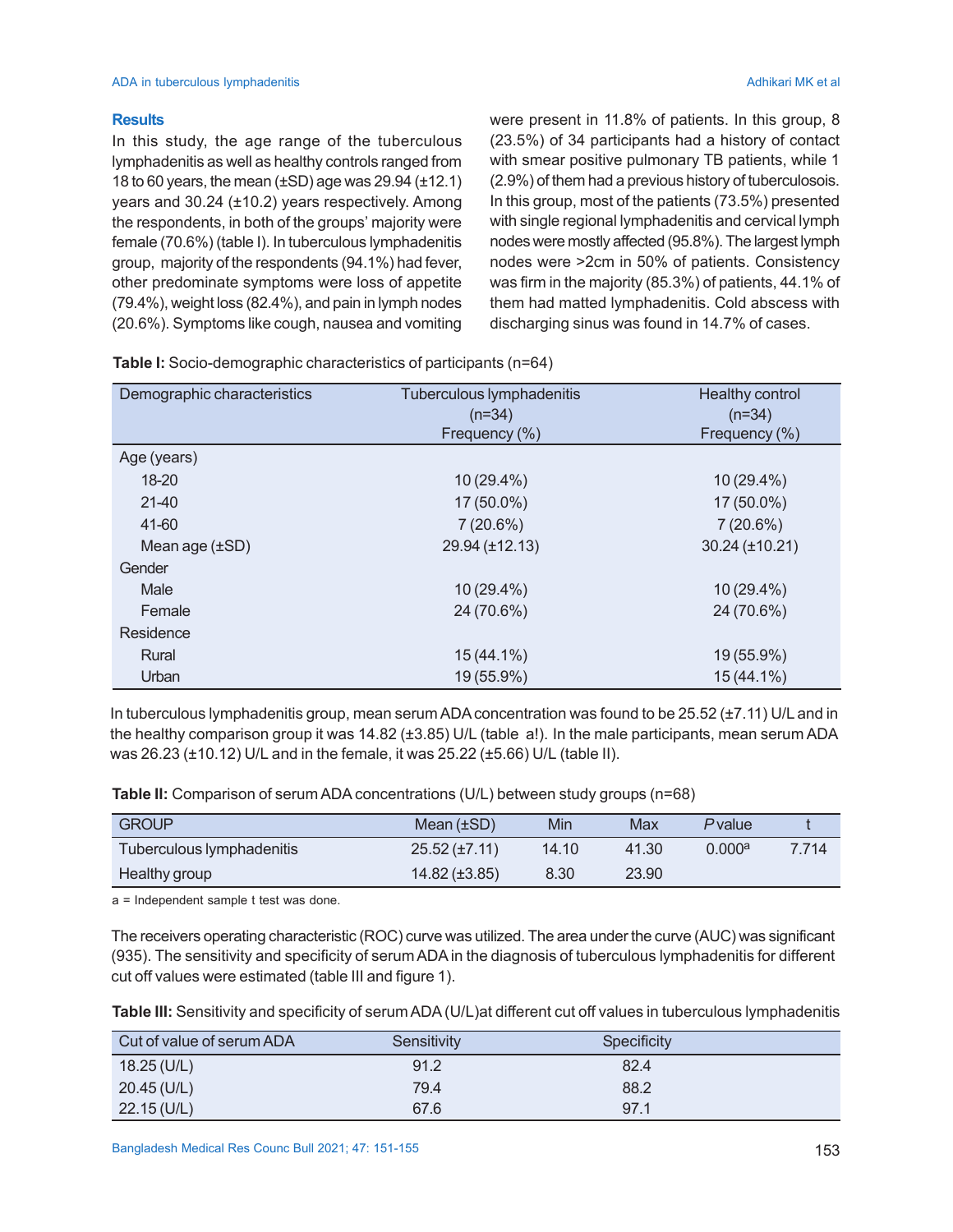## Results

In this study, the age range of the tuberculous lymphadenitis as well as healthy controls ranged from 18 to 60 years, the mean (±SD) age was 29.94 (±12.1) years and 30.24 (±10.2) years respectively. Among the respondents, in both of the groups' majority were female (70.6%) (table I). In tuberculous lymphadenitis group, majority of the respondents (94.1%) had fever, other predominate symptoms were loss of appetite (79.4%), weight loss (82.4%), and pain in lymph nodes (20.6%). Symptoms like cough, nausea and vomiting were present in 11.8% of patients. In this group, 8 (23.5%) of 34 participants had a history of contact with smear positive pulmonary TB patients, while 1 (2.9%) of them had a previous history of tuberculososis. In this group, most of the patients (73.5%) presented with single regional lymphadenitis and cervical lymph nodes were mostly affected (95.8%). The largest lymph nodes were >2cm in 50% of patients. Consistency was firm in the majority (85.3%) of patients, 44.1% of them had matted lymphadenitis. Cold abscess with discharging sinus was found in 14.7% of cases.

**Table I:** Socio-demographic characteristics of participants (n=64)

| Demographic characteristics | Tuberculous lymphadenitis (n=34) Frequency (%) | Healthy control (n=34) Frequency (%) |
|---|---|---|
| Age (years) | | |
| 18-20 | 10 (29.4%) | 10 (29.4%) |
| 21-40 | 17 (50.0%) | 17 (50.0%) |
| 41-60 | 7 (20.6%) | 7 (20.6%) |
| Mean age (±SD) | 29.94 (±12.13) | 30.24 (±10.21) |
| Gender | | |
| Male | 10 (29.4%) | 10 (29.4%) |
| Female | 24 (70.6%) | 24 (70.6%) |
| Residence | | |
| Rural | 15 (44.1%) | 19 (55.9%) |
| Urban | 19 (55.9%) | 15 (44.1%) |

In tuberculous lymphadenitis group, mean serum ADA concentration was found to be 25.52 (±7.11) U/L and in the healthy comparison group it was 14.82 (±3.85) U/L (table a!). In the male participants, mean serum ADA was 26.23 (±10.12) U/L and in the female, it was 25.22 (±5.66) U/L (table II).

**Table II:** Comparison of serum ADA concentrations (U/L) between study groups (n=68)

| GROUP | Mean (±SD) | Min | Max | *P* value | t |
|---|---|---|---|---|---|
| Tuberculous lymphadenitis | 25.52 (±7.11) | 14.10 | 41.30 | 0.000[a] | 7.714 |
| Healthy group | 14.82 (±3.85) | 8.30 | 23.90 | | |

a = Independent sample t test was done.

The receivers operating characteristic (ROC) curve was utilized. The area under the curve (AUC) was significant (935). The sensitivity and specificity of serum ADA in the diagnosis of tuberculous lymphadenitis for different cut off values were estimated (table III and figure 1).

**Table III:** Sensitivity and specificity of serum ADA (U/L)at different cut off values in tuberculous lymphadenitis

| Cut of value of serum ADA | Sensitivity | Specificity |
|---|---|---|
| 18.25 (U/L) | 91.2 | 82.4 |
| 20.45 (U/L) | 79.4 | 88.2 |
| 22.15 (U/L) | 67.6 | 97.1 |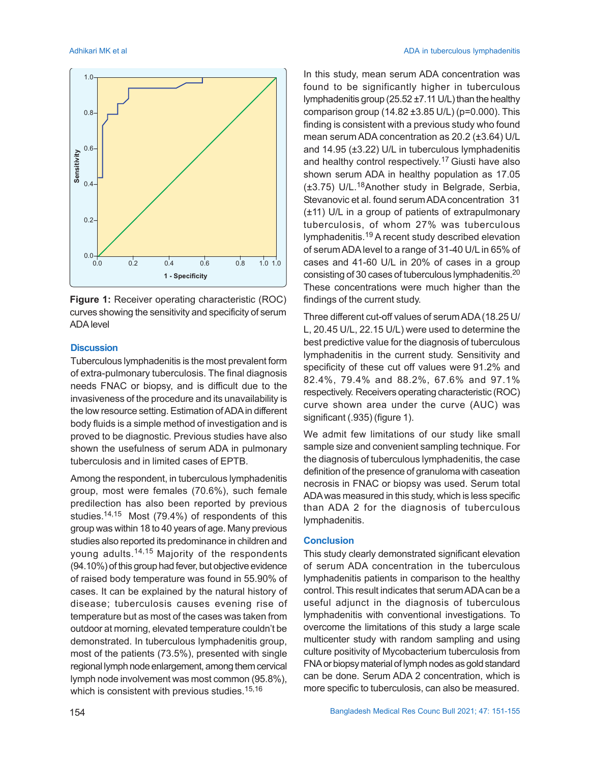Figure 1: Receiver operating characteristic (ROC) curves showing the sensitivity and specificity of serum ADA level

## Discussion

Tuberculous lymphadenitis is the most prevalent form of extra-pulmonary tuberculosis. The final diagnosis needs FNAC or biopsy, and is difficult due to the invasiveness of the procedure and its unavailability is the low resource setting. Estimation of ADA in different body fluids is a simple method of investigation and is proved to be diagnostic. Previous studies have also shown the usefulness of serum ADA in pulmonary tuberculosis and in limited cases of EPTB.

Among the respondent, in tuberculous lymphadenitis group, most were females (70.6%), such female predilection has also been reported by previous studies.[14,15] Most (79.4%) of respondents of this group was within 18 to 40 years of age. Many previous studies also reported its predominance in children and young adults.[14,15] Majority of the respondents (94.10%) of this group had fever, but objective evidence of raised body temperature was found in 55.90% of cases. It can be explained by the natural history of disease; tuberculosis causes evening rise of temperature but as most of the cases was taken from outdoor at morning, elevated temperature couldn't be demonstrated. In tuberculous lymphadenitis group, most of the patients (73.5%), presented with single regional lymph node enlargement, among them cervical lymph node involvement was most common (95.8%), which is consistent with previous studies.[15,16]

In this study, mean serum ADA concentration was found to be significantly higher in tuberculous lymphadenitis group (25.52 ±7.11 U/L) than the healthy comparison group (14.82 ±3.85 U/L) (p=0.000). This finding is consistent with a previous study who found mean serum ADA concentration as 20.2 (±3.64) U/L and 14.95 (±3.22) U/L in tuberculous lymphadenitis and healthy control respectively.[17] Giusti have also shown serum ADA in healthy population as 17.05 (±3.75) U/L.[18] Another study in Belgrade, Serbia, Stevanovic et al. found serum ADA concentration 31 (±11) U/L in a group of patients of extrapulmonary tuberculosis, of whom 27% was tuberculous lymphadenitis.[19] A recent study described elevation of serum ADA level to a range of 31-40 U/L in 65% of cases and 41-60 U/L in 20% of cases in a group consisting of 30 cases of tuberculous lymphadenitis.[20] These concentrations were much higher than the findings of the current study.

Three different cut-off values of serum ADA (18.25 U/L, 20.45 U/L, 22.15 U/L) were used to determine the best predictive value for the diagnosis of tuberculous lymphadenitis in the current study. Sensitivity and specificity of these cut off values were 91.2% and 82.4%, 79.4% and 88.2%, 67.6% and 97.1% respectively. Receivers operating characteristic (ROC) curve shown area under the curve (AUC) was significant (.935) (figure 1).

We admit few limitations of our study like small sample size and convenient sampling technique. For the diagnosis of tuberculous lymphadenitis, the case definition of the presence of granuloma with caseation necrosis in FNAC or biopsy was used. Serum total ADA was measured in this study, which is less specific than ADA 2 for the diagnosis of tuberculous lymphadenitis.

## Conclusion

This study clearly demonstrated significant elevation of serum ADA concentration in the tuberculous lymphadenitis patients in comparison to the healthy control. This result indicates that serum ADA can be a useful adjunct in the diagnosis of tuberculous lymphadenitis with conventional investigations. To overcome the limitations of this study a large scale multicenter study with random sampling and using culture positivity of Mycobacterium tuberculosis from FNA or biopsy material of lymph nodes as gold standard can be done. Serum ADA 2 concentration, which is more specific to tuberculosis, can also be measured.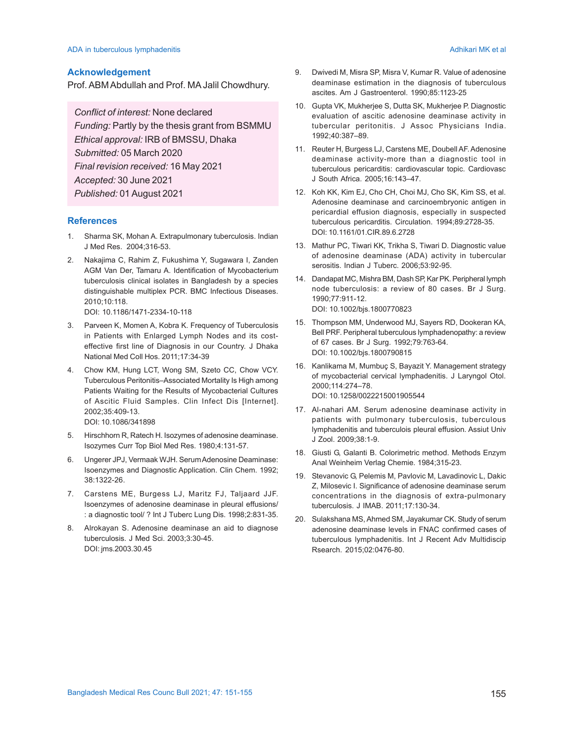## Acknowledgement

Prof. ABM Abdullah and Prof. MA Jalil Chowdhury.

*Conflict of interest:* None declared
*Funding:* Partly by the thesis grant from BSMMU
*Ethical approval:* IRB of BMSSU, Dhaka
*Submitted:* 05 March 2020
*Final revision received:* 16 May 2021
*Accepted:* 30 June 2021
*Published:* 01 August 2021

## References

1. Sharma SK, Mohan A. Extrapulmonary tuberculosis. Indian J Med Res. 2004;316-53.
2. Nakajima C, Rahim Z, Fukushima Y, Sugawara I, Zanden AGM Van Der, Tamaru A. Identification of Mycobacterium tuberculosis clinical isolates in Bangladesh by a species distinguishable multiplex PCR. BMC Infectious Diseases. 2010;10:118.
DOI: 10.1186/1471-2334-10-118
3. Parveen K, Momen A, Kobra K. Frequency of Tuberculosis in Patients with Enlarged Lymph Nodes and its cost-effective first line of Diagnosis in our Country. J Dhaka National Med Coll Hos. 2011;17:34-39
4. Chow KM, Hung LCT, Wong SM, Szeto CC, Chow VCY. Tuberculous Peritonitis–Associated Mortality Is High among Patients Waiting for the Results of Mycobacterial Cultures of Ascitic Fluid Samples. Clin Infect Dis [Internet]. 2002;35:409-13.
DOI: 10.1086/341898
5. Hirschhorn R, Ratech H. Isozymes of adenosine deaminase. Isozymes Curr Top Biol Med Res. 1980;4:131-57.
6. Ungerer JPJ, Vermaak WJH. Serum Adenosine Deaminase: Isoenzymes and Diagnostic Application. Clin Chem. 1992; 38:1322-26.
7. Carstens ME, Burgess LJ, Maritz FJ, Taljaard JJF. Isoenzymes of adenosine deaminase in pleural effusions/ : a diagnostic tool/ ? Int J Tuberc Lung Dis. 1998;2:831-35.
8. Alrokayan S. Adenosine deaminase an aid to diagnose tuberculosis. J Med Sci. 2003;3:30-45.
DOI: jms.2003.30.45
9. Dwivedi M, Misra SP, Misra V, Kumar R. Value of adenosine deaminase estimation in the diagnosis of tuberculous ascites. Am J Gastroenterol. 1990;85:1123-25
10. Gupta VK, Mukherjee S, Dutta SK, Mukherjee P. Diagnostic evaluation of ascitic adenosine deaminase activity in tubercular peritonitis. J Assoc Physicians India. 1992;40:387–89.
11. Reuter H, Burgess LJ, Carstens ME, Doubell AF. Adenosine deaminase activity-more than a diagnostic tool in tuberculous pericarditis: cardiovascular topic. Cardiovasc J South Africa. 2005;16:143–47.
12. Koh KK, Kim EJ, Cho CH, Choi MJ, Cho SK, Kim SS, et al. Adenosine deaminase and carcinoembryonic antigen in pericardial effusion diagnosis, especially in suspected tuberculous pericarditis. Circulation. 1994;89:2728-35.
DOI: 10.1161/01.CIR.89.6.2728
13. Mathur PC, Tiwari KK, Trikha S, Tiwari D. Diagnostic value of adenosine deaminase (ADA) activity in tubercular serositis. Indian J Tuberc. 2006;53:92-95.
14. Dandapat MC, Mishra BM, Dash SP, Kar PK. Peripheral lymph node tuberculosis: a review of 80 cases. Br J Surg. 1990;77:911-12.
DOI: 10.1002/bjs.1800770823
15. Thompson MM, Underwood MJ, Sayers RD, Dookeran KA, Bell PRF. Peripheral tuberculous lymphadenopathy: a review of 67 cases. Br J Surg. 1992;79:763-64.
DOI: 10.1002/bjs.1800790815
16. Kanlikama M, Mumbuç S, Bayazit Y. Management strategy of mycobacterial cervical lymphadenitis. J Laryngol Otol. 2000;114:274–78.
DOI: 10.1258/0022215001905544
17. Al-nahari AM. Serum adenosine deaminase activity in patients with pulmonary tuberculosis, tuberculous lymphadenitis and tuberculois pleural effusion. Assiut Univ J Zool. 2009;38:1-9.
18. Giusti G, Galanti B. Colorimetric method. Methods Enzym Anal Weinheim Verlag Chemie. 1984;315-23.
19. Stevanovic G, Pelemis M, Pavlovic M, Lavadinovic L, Dakic Z, Milosevic I. Significance of adenosine deaminase serum concentrations in the diagnosis of extra-pulmonary tuberculosis. J IMAB. 2011;17:130-34.
20. Sulakshana MS, Ahmed SM, Jayakumar CK. Study of serum adenosine deaminase levels in FNAC confirmed cases of tuberculous lymphadenitis. Int J Recent Adv Multidiscip Rsearch. 2015;02:0476-80.